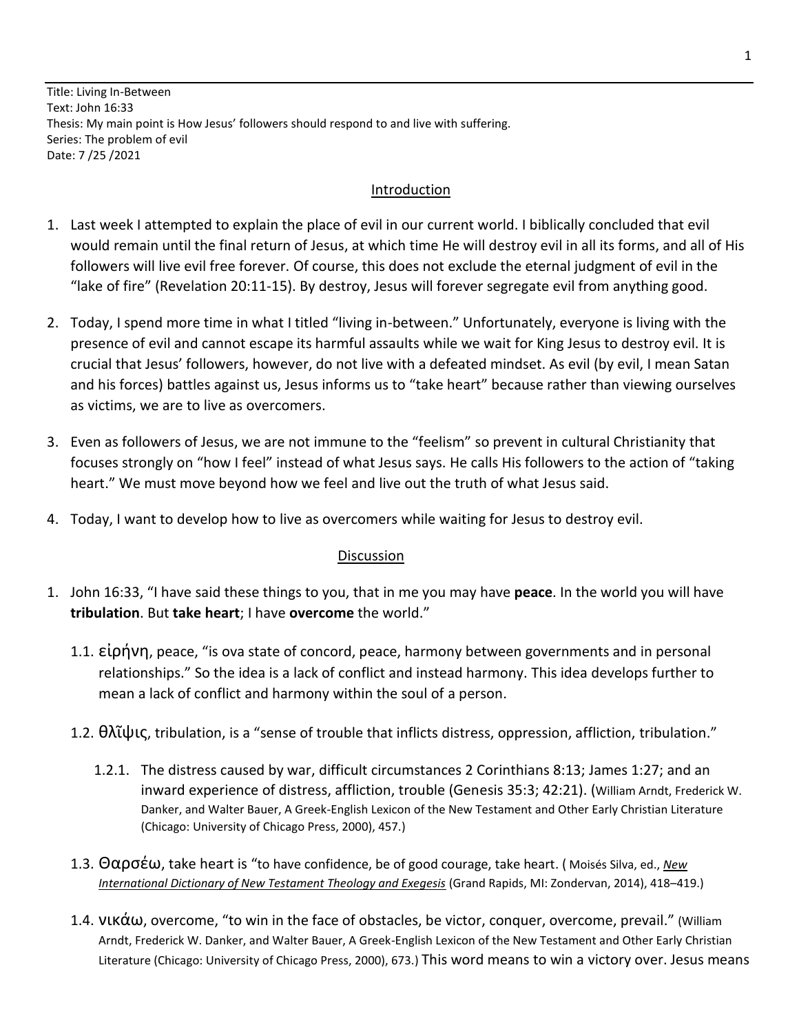Title: Living In-Between
Text: John 16:33
Thesis: My main point is How Jesus' followers should respond to and live with suffering.
Series: The problem of evil
Date: 7 /25 /2021

## Introduction

1. Last week I attempted to explain the place of evil in our current world. I biblically concluded that evil would remain until the final return of Jesus, at which time He will destroy evil in all its forms, and all of His followers will live evil free forever. Of course, this does not exclude the eternal judgment of evil in the "lake of fire" (Revelation 20:11-15). By destroy, Jesus will forever segregate evil from anything good.

2. Today, I spend more time in what I titled "living in-between." Unfortunately, everyone is living with the presence of evil and cannot escape its harmful assaults while we wait for King Jesus to destroy evil. It is crucial that Jesus' followers, however, do not live with a defeated mindset. As evil (by evil, I mean Satan and his forces) battles against us, Jesus informs us to "take heart" because rather than viewing ourselves as victims, we are to live as overcomers.

3. Even as followers of Jesus, we are not immune to the "feelism" so prevent in cultural Christianity that focuses strongly on "how I feel" instead of what Jesus says. He calls His followers to the action of "taking heart." We must move beyond how we feel and live out the truth of what Jesus said.

4. Today, I want to develop how to live as overcomers while waiting for Jesus to destroy evil.

## Discussion

1. John 16:33, "I have said these things to you, that in me you may have **peace**. In the world you will have **tribulation**. But **take heart**; I have **overcome** the world."

   1.1. εἰρήνη, peace, "is ova state of concord, peace, harmony between governments and in personal relationships." So the idea is a lack of conflict and instead harmony. This idea develops further to mean a lack of conflict and harmony within the soul of a person.

   1.2. θλῖψις, tribulation, is a "sense of trouble that inflicts distress, oppression, affliction, tribulation."

      1.2.1. The distress caused by war, difficult circumstances 2 Corinthians 8:13; James 1:27; and an inward experience of distress, affliction, trouble (Genesis 35:3; 42:21). (William Arndt, Frederick W. Danker, and Walter Bauer, A Greek-English Lexicon of the New Testament and Other Early Christian Literature (Chicago: University of Chicago Press, 2000), 457.)

   1.3. Θαρσέω, take heart is "to have confidence, be of good courage, take heart. ( Moisés Silva, ed., *New International Dictionary of New Testament Theology and Exegesis* (Grand Rapids, MI: Zondervan, 2014), 418–419.)

   1.4. νικάω, overcome, "to win in the face of obstacles, be victor, conquer, overcome, prevail." (William Arndt, Frederick W. Danker, and Walter Bauer, A Greek-English Lexicon of the New Testament and Other Early Christian Literature (Chicago: University of Chicago Press, 2000), 673.) This word means to win a victory over. Jesus means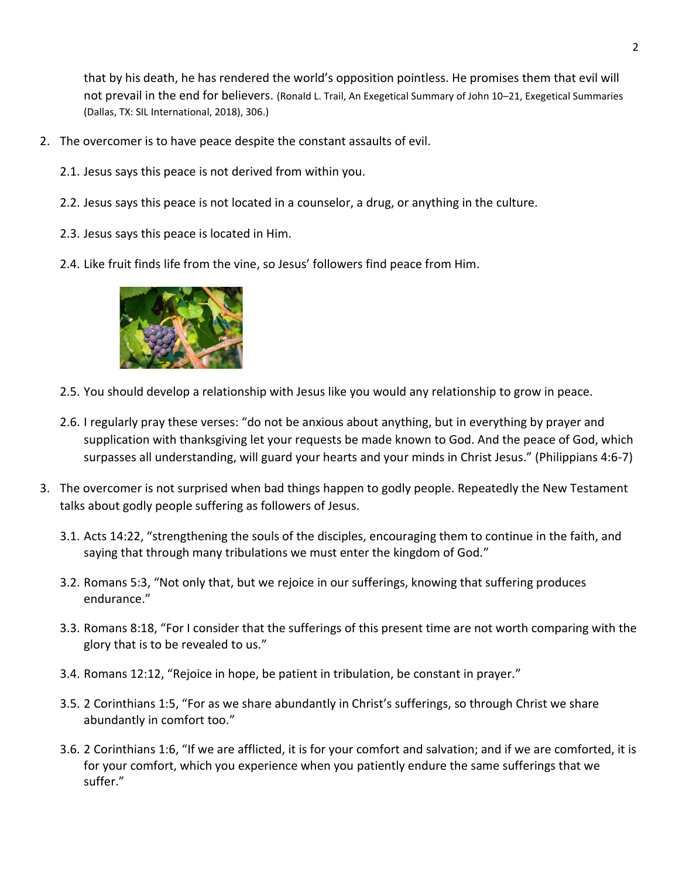that by his death, he has rendered the world's opposition pointless. He promises them that evil will not prevail in the end for believers. (Ronald L. Trail, An Exegetical Summary of John 10–21, Exegetical Summaries (Dallas, TX: SIL International, 2018), 306.)

2. The overcomer is to have peace despite the constant assaults of evil.

   2.1. Jesus says this peace is not derived from within you.

   2.2. Jesus says this peace is not located in a counselor, a drug, or anything in the culture.

   2.3. Jesus says this peace is located in Him.

   2.4. Like fruit finds life from the vine, so Jesus' followers find peace from Him.

   2.5. You should develop a relationship with Jesus like you would any relationship to grow in peace.

   2.6. I regularly pray these verses: "do not be anxious about anything, but in everything by prayer and supplication with thanksgiving let your requests be made known to God. And the peace of God, which surpasses all understanding, will guard your hearts and your minds in Christ Jesus." (Philippians 4:6-7)

3. The overcomer is not surprised when bad things happen to godly people. Repeatedly the New Testament talks about godly people suffering as followers of Jesus.

   3.1. Acts 14:22, "strengthening the souls of the disciples, encouraging them to continue in the faith, and saying that through many tribulations we must enter the kingdom of God."

   3.2. Romans 5:3, "Not only that, but we rejoice in our sufferings, knowing that suffering produces endurance."

   3.3. Romans 8:18, "For I consider that the sufferings of this present time are not worth comparing with the glory that is to be revealed to us."

   3.4. Romans 12:12, "Rejoice in hope, be patient in tribulation, be constant in prayer."

   3.5. 2 Corinthians 1:5, "For as we share abundantly in Christ's sufferings, so through Christ we share abundantly in comfort too."

   3.6. 2 Corinthians 1:6, "If we are afflicted, it is for your comfort and salvation; and if we are comforted, it is for your comfort, which you experience when you patiently endure the same sufferings that we suffer."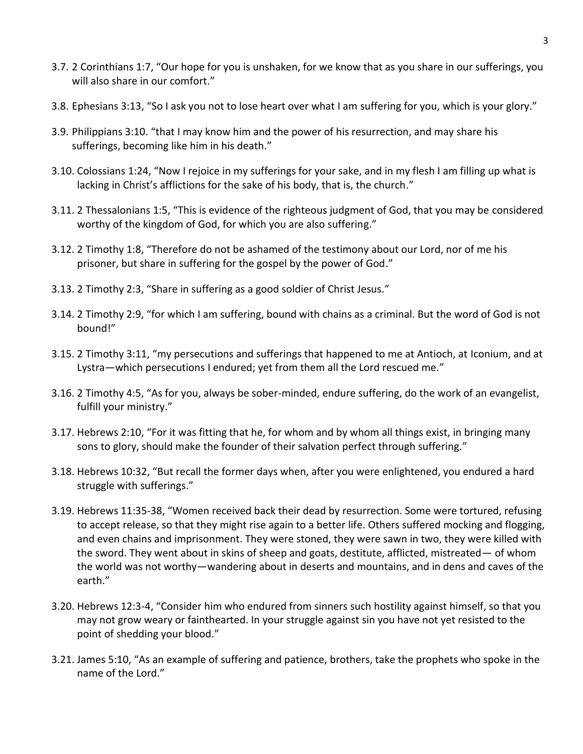3.7. 2 Corinthians 1:7, "Our hope for you is unshaken, for we know that as you share in our sufferings, you will also share in our comfort."

3.8. Ephesians 3:13, "So I ask you not to lose heart over what I am suffering for you, which is your glory."

3.9. Philippians 3:10. "that I may know him and the power of his resurrection, and may share his sufferings, becoming like him in his death."

3.10. Colossians 1:24, "Now I rejoice in my sufferings for your sake, and in my flesh I am filling up what is lacking in Christ's afflictions for the sake of his body, that is, the church."

3.11. 2 Thessalonians 1:5, "This is evidence of the righteous judgment of God, that you may be considered worthy of the kingdom of God, for which you are also suffering."

3.12. 2 Timothy 1:8, "Therefore do not be ashamed of the testimony about our Lord, nor of me his prisoner, but share in suffering for the gospel by the power of God."

3.13. 2 Timothy 2:3, "Share in suffering as a good soldier of Christ Jesus."

3.14. 2 Timothy 2:9, "for which I am suffering, bound with chains as a criminal. But the word of God is not bound!"

3.15. 2 Timothy 3:11, "my persecutions and sufferings that happened to me at Antioch, at Iconium, and at Lystra—which persecutions I endured; yet from them all the Lord rescued me."

3.16. 2 Timothy 4:5, "As for you, always be sober-minded, endure suffering, do the work of an evangelist, fulfill your ministry."

3.17. Hebrews 2:10, "For it was fitting that he, for whom and by whom all things exist, in bringing many sons to glory, should make the founder of their salvation perfect through suffering."

3.18. Hebrews 10:32, "But recall the former days when, after you were enlightened, you endured a hard struggle with sufferings."

3.19. Hebrews 11:35-38, "Women received back their dead by resurrection. Some were tortured, refusing to accept release, so that they might rise again to a better life. Others suffered mocking and flogging, and even chains and imprisonment. They were stoned, they were sawn in two, they were killed with the sword. They went about in skins of sheep and goats, destitute, afflicted, mistreated— of whom the world was not worthy—wandering about in deserts and mountains, and in dens and caves of the earth."

3.20. Hebrews 12:3-4, "Consider him who endured from sinners such hostility against himself, so that you may not grow weary or fainthearted. In your struggle against sin you have not yet resisted to the point of shedding your blood."

3.21. James 5:10, "As an example of suffering and patience, brothers, take the prophets who spoke in the name of the Lord."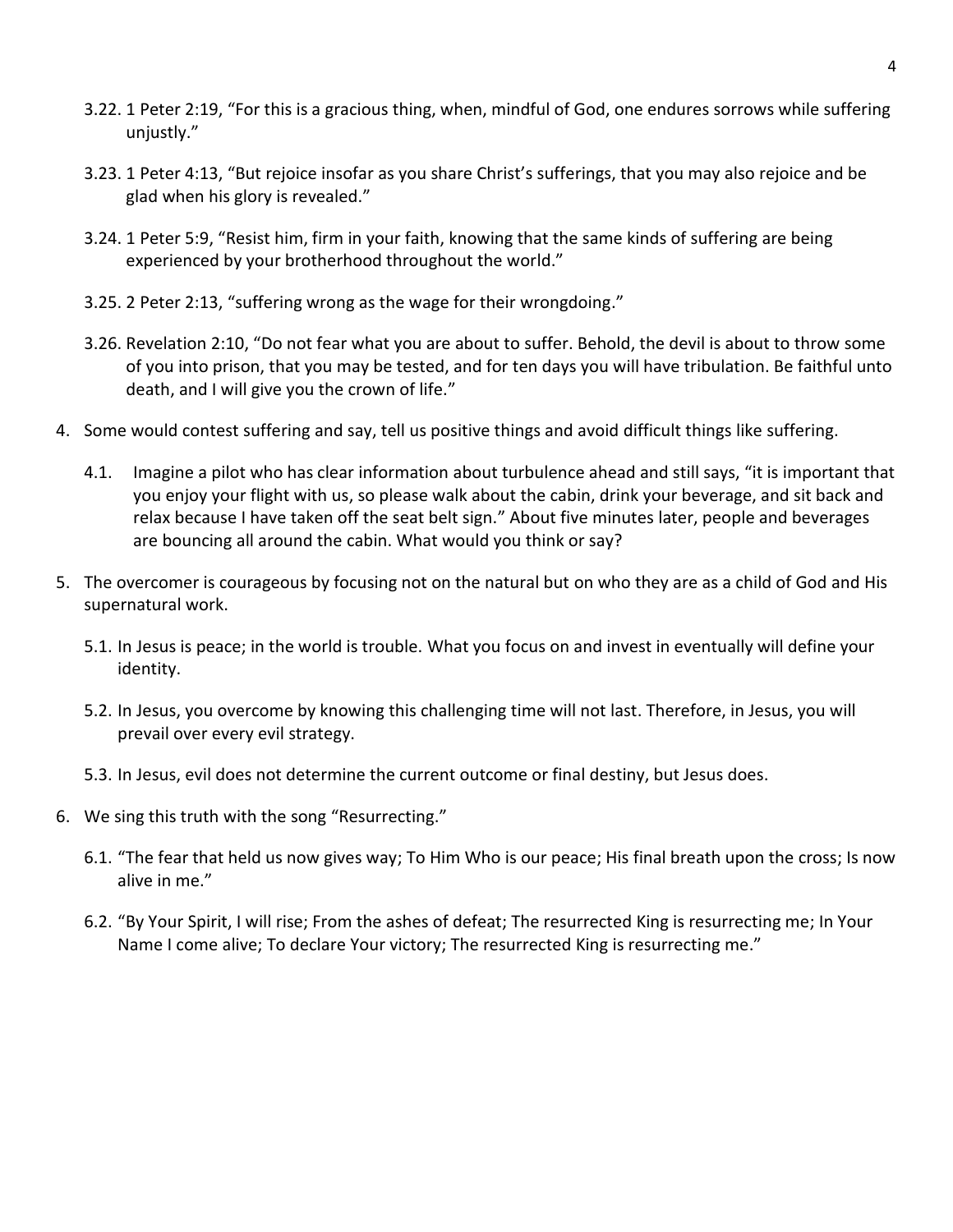3.22. 1 Peter 2:19, “For this is a gracious thing, when, mindful of God, one endures sorrows while suffering unjustly.”

3.23. 1 Peter 4:13, “But rejoice insofar as you share Christ’s sufferings, that you may also rejoice and be glad when his glory is revealed.”

3.24. 1 Peter 5:9, “Resist him, firm in your faith, knowing that the same kinds of suffering are being experienced by your brotherhood throughout the world.”

3.25. 2 Peter 2:13, “suffering wrong as the wage for their wrongdoing.”

3.26. Revelation 2:10, “Do not fear what you are about to suffer. Behold, the devil is about to throw some of you into prison, that you may be tested, and for ten days you will have tribulation. Be faithful unto death, and I will give you the crown of life.”

4. Some would contest suffering and say, tell us positive things and avoid difficult things like suffering.

    4.1. Imagine a pilot who has clear information about turbulence ahead and still says, “it is important that you enjoy your flight with us, so please walk about the cabin, drink your beverage, and sit back and relax because I have taken off the seat belt sign.” About five minutes later, people and beverages are bouncing all around the cabin. What would you think or say?

5. The overcomer is courageous by focusing not on the natural but on who they are as a child of God and His supernatural work.

    5.1. In Jesus is peace; in the world is trouble. What you focus on and invest in eventually will define your identity.

    5.2. In Jesus, you overcome by knowing this challenging time will not last. Therefore, in Jesus, you will prevail over every evil strategy.

    5.3. In Jesus, evil does not determine the current outcome or final destiny, but Jesus does.

6. We sing this truth with the song “Resurrecting.”

    6.1. “The fear that held us now gives way; To Him Who is our peace; His final breath upon the cross; Is now alive in me.”

    6.2. “By Your Spirit, I will rise; From the ashes of defeat; The resurrected King is resurrecting me; In Your Name I come alive; To declare Your victory; The resurrected King is resurrecting me.”